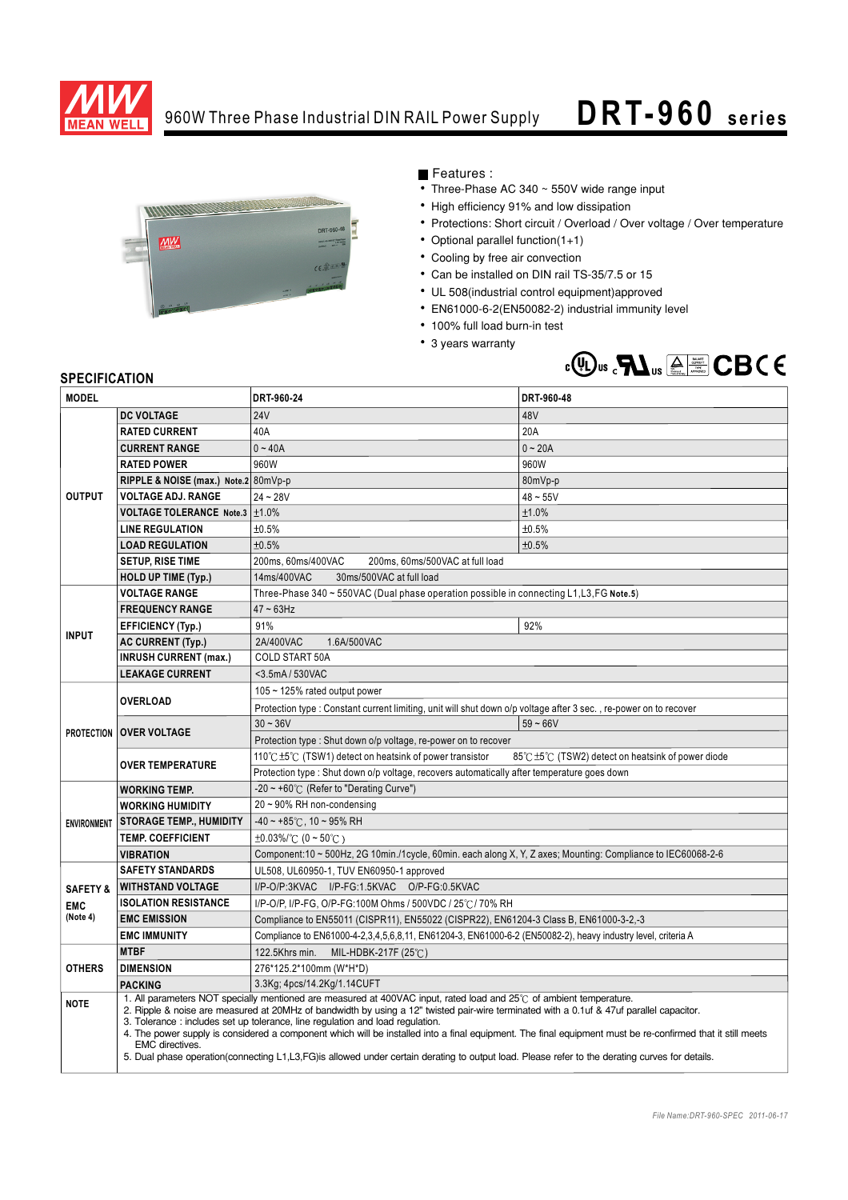# 960W Three Phase Industrial DIN RAIL Power Supply — DRT-960 series

## Features :

- Three-Phase AC 340 ~ 550V wide range input
- High efficiency 91% and low dissipation
- Protections: Short circuit / Overload / Over voltage / Over temperature
- Optional parallel function(1+1)
- Cooling by free air convection
- Can be installed on DIN rail TS-35/7.5 or 15
- UL 508(industrial control equipment)approved
- EN61000-6-2(EN50082-2) industrial immunity level
- 100% full load burn-in test
- 3 years warranty

## SPECIFICATION

| MODEL | | DRT-960-24 | DRT-960-48 |
|---|---|---|---|
| OUTPUT | DC VOLTAGE | 24V | 48V |
| | RATED CURRENT | 40A | 20A |
| | CURRENT RANGE | 0 ~ 40A | 0 ~ 20A |
| | RATED POWER | 960W | 960W |
| | RIPPLE & NOISE (max.) Note.2 | 80mVp-p | 80mVp-p |
| | VOLTAGE ADJ. RANGE | 24 ~ 28V | 48 ~ 55V |
| | VOLTAGE TOLERANCE Note.3 | ±1.0% | ±1.0% |
| | LINE REGULATION | ±0.5% | ±0.5% |
| | LOAD REGULATION | ±0.5% | ±0.5% |
| | SETUP, RISE TIME | 200ms, 60ms/400VAC 200ms, 60ms/500VAC at full load | |
| | HOLD UP TIME (Typ.) | 14ms/400VAC 30ms/500VAC at full load | |
| INPUT | VOLTAGE RANGE | Three-Phase 340 ~ 550VAC (Dual phase operation possible in connecting L1,L3,FG Note.5) | |
| | FREQUENCY RANGE | 47 ~ 63Hz | |
| | EFFICIENCY (Typ.) | 91% | 92% |
| | AC CURRENT (Typ.) | 2A/400VAC 1.6A/500VAC | |
| | INRUSH CURRENT (max.) | COLD START 50A | |
| | LEAKAGE CURRENT | <3.5mA / 530VAC | |
| PROTECTION | OVERLOAD | 105 ~ 125% rated output power | |
| | | Protection type : Constant current limiting, unit will shut down o/p voltage after 3 sec. , re-power on to recover | |
| | OVER VOLTAGE | 30 ~ 36V | 59 ~ 66V |
| | | Protection type : Shut down o/p voltage, re-power on to recover | |
| | OVER TEMPERATURE | 110℃±5℃ (TSW1) detect on heatsink of power transistor 85℃±5℃ (TSW2) detect on heatsink of power diode | |
| | | Protection type : Shut down o/p voltage, recovers automatically after temperature goes down | |
| ENVIRONMENT | WORKING TEMP. | -20 ~ +60℃ (Refer to "Derating Curve") | |
| | WORKING HUMIDITY | 20 ~ 90% RH non-condensing | |
| | STORAGE TEMP., HUMIDITY | -40 ~ +85℃, 10 ~ 95% RH | |
| | TEMP. COEFFICIENT | ±0.03%/℃ (0 ~ 50℃) | |
| | VIBRATION | Component:10 ~ 500Hz, 2G 10min./1cycle, 60min. each along X, Y, Z axes; Mounting: Compliance to IEC60068-2-6 | |
| SAFETY & EMC (Note 4) | SAFETY STANDARDS | UL508, UL60950-1, TUV EN60950-1 approved | |
| | WITHSTAND VOLTAGE | I/P-O/P:3KVAC I/P-FG:1.5KVAC O/P-FG:0.5KVAC | |
| | ISOLATION RESISTANCE | I/P-O/P, I/P-FG, O/P-FG:100M Ohms / 500VDC / 25℃/ 70% RH | |
| | EMC EMISSION | Compliance to EN55011 (CISPR11), EN55022 (CISPR22), EN61204-3 Class B, EN61000-3-2,-3 | |
| | EMC IMMUNITY | Compliance to EN61000-4-2,3,4,5,6,8,11, EN61204-3, EN61000-6-2 (EN50082-2), heavy industry level, criteria A | |
| OTHERS | MTBF | 122.5Khrs min. MIL-HDBK-217F (25℃) | |
| | DIMENSION | 276*125.2*100mm (W*H*D) | |
| | PACKING | 3.3Kg; 4pcs/14.2Kg/1.14CUFT | |

**NOTE**

1. All parameters NOT specially mentioned are measured at 400VAC input, rated load and 25℃ of ambient temperature.
2. Ripple & noise are measured at 20MHz of bandwidth by using a 12" twisted pair-wire terminated with a 0.1uf & 47uf parallel capacitor.
3. Tolerance : includes set up tolerance, line regulation and load regulation.
4. The power supply is considered a component which will be installed into a final equipment. The final equipment must be re-confirmed that it still meets EMC directives.
5. Dual phase operation(connecting L1,L3,FG)is allowed under certain derating to output load. Please refer to the derating curves for details.

*File Name:DRT-960-SPEC 2011-06-17*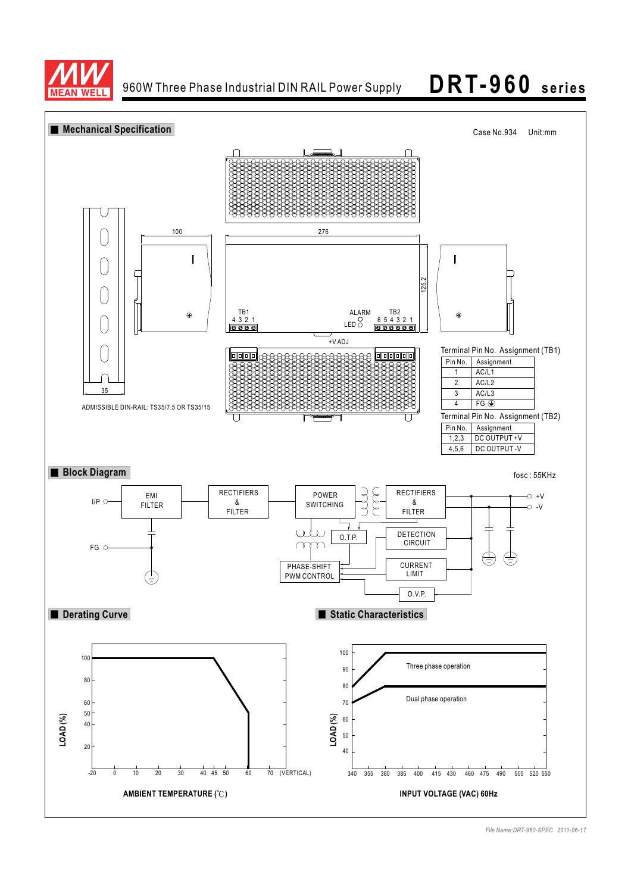## Mechanical Specification

Case No.934 Unit:mm

100

276

125.2

35

ADMISSIBLE DIN-RAIL: TS35/7.5 OR TS35/15

TB1 4 3 2 1

ALARM LED

TB2 6 5 4 3 2 1

+V ADJ

Terminal Pin No. Assignment (TB1)

| Pin No. | Assignment |
|---|---|
| 1 | AC/L1 |
| 2 | AC/L2 |
| 3 | AC/L3 |
| 4 | FG ⏚ |

Terminal Pin No. Assignment (TB2)

| Pin No. | Assignment |
|---|---|
| 1,2,3 | DC OUTPUT +V |
| 4,5,6 | DC OUTPUT -V |

## Block Diagram

fosc : 55KHz

I/P, FG, EMI FILTER, RECTIFIERS & FILTER, POWER SWITCHING, RECTIFIERS & FILTER, +V, -V, O.T.P., DETECTION CIRCUIT, PHASE-SHIFT PWM CONTROL, CURRENT LIMIT, O.V.P.

## Derating Curve

LOAD (%)

AMBIENT TEMPERATURE (℃)

(VERTICAL)

## Static Characteristics

Three phase operation

Dual phase operation

LOAD (%)

INPUT VOLTAGE (VAC) 60Hz

*File Name:DRT-960-SPEC 2011-06-17*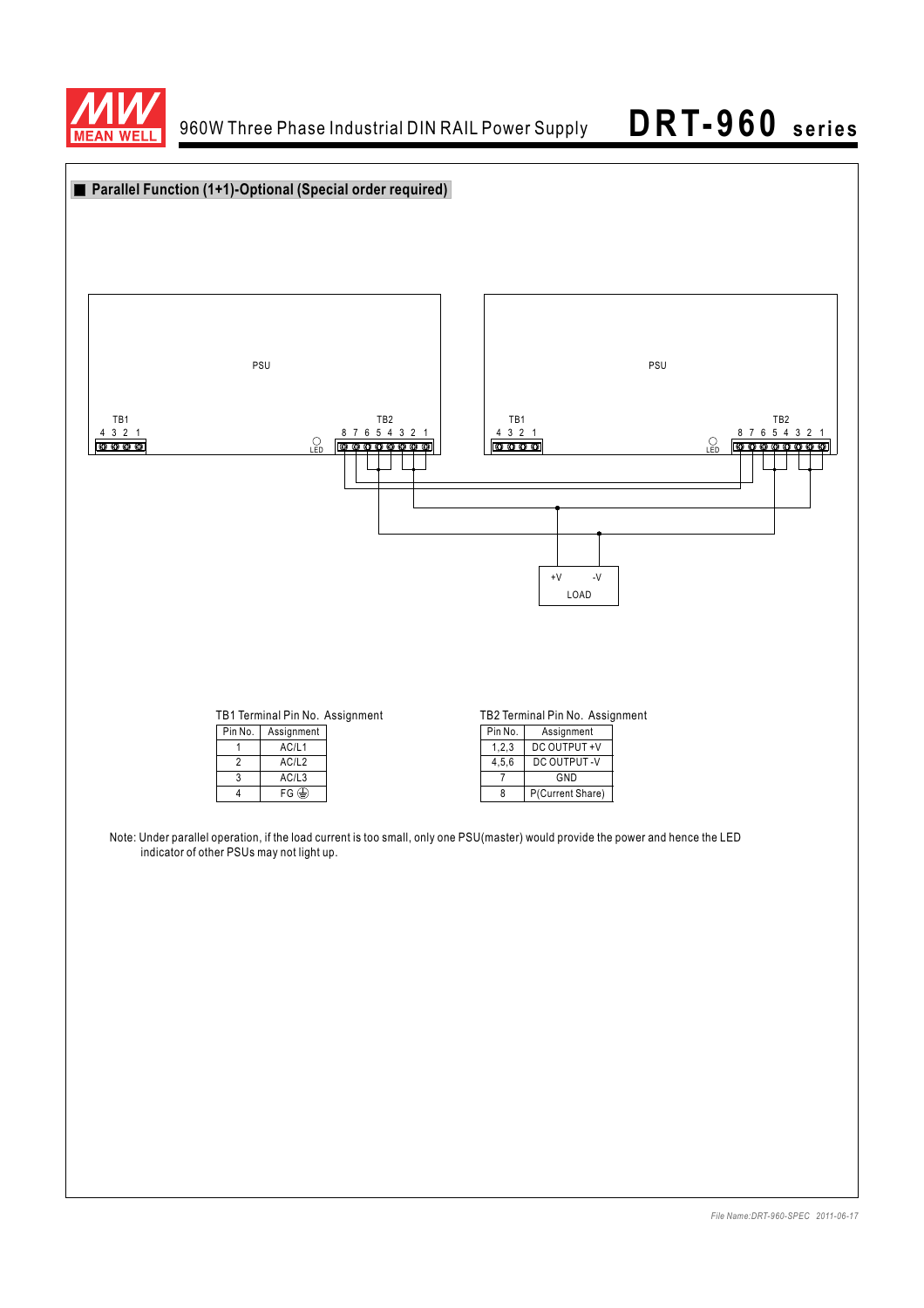## Parallel Function (1+1)-Optional (Special order required)

PSU

TB1
4 3 2 1

LED

TB2
8 7 6 5 4 3 2 1

PSU

TB1
4 3 2 1

LED

TB2
8 7 6 5 4 3 2 1

+V -V
LOAD

TB1 Terminal Pin No. Assignment

| Pin No. | Assignment |
|---|---|
| 1 | AC/L1 |
| 2 | AC/L2 |
| 3 | AC/L3 |
| 4 | FG ⏚ |

TB2 Terminal Pin No. Assignment

| Pin No. | Assignment |
|---|---|
| 1,2,3 | DC OUTPUT +V |
| 4,5,6 | DC OUTPUT -V |
| 7 | GND |
| 8 | P(Current Share) |

Note: Under parallel operation, if the load current is too small, only one PSU(master) would provide the power and hence the LED indicator of other PSUs may not light up.